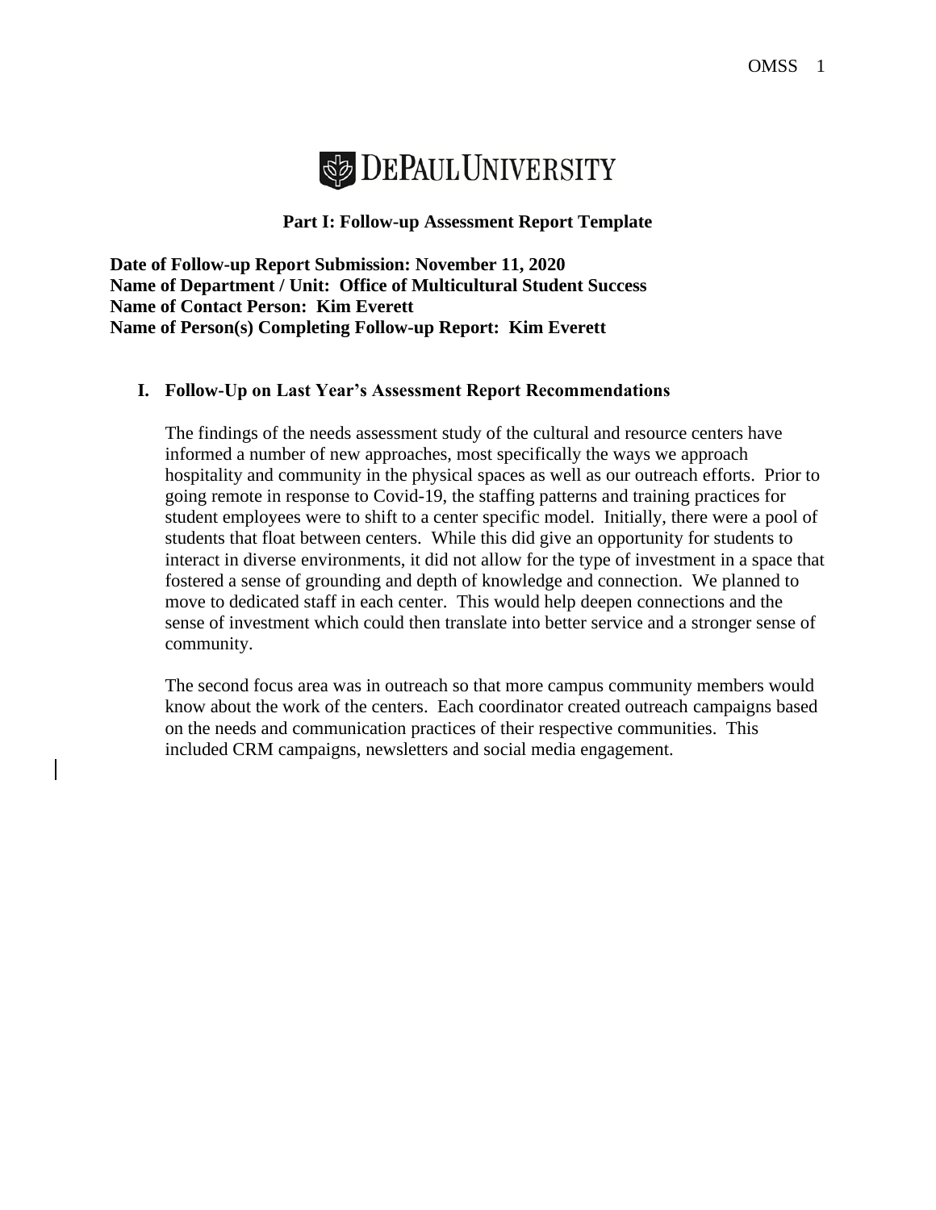DePaul University

## Part I: Follow-up Assessment Report Template

**Date of Follow-up Report Submission: November 11, 2020**
**Name of Department / Unit: Office of Multicultural Student Success**
**Name of Contact Person: Kim Everett**
**Name of Person(s) Completing Follow-up Report: Kim Everett**

### I. Follow-Up on Last Year's Assessment Report Recommendations

The findings of the needs assessment study of the cultural and resource centers have informed a number of new approaches, most specifically the ways we approach hospitality and community in the physical spaces as well as our outreach efforts. Prior to going remote in response to Covid-19, the staffing patterns and training practices for student employees were to shift to a center specific model. Initially, there were a pool of students that float between centers. While this did give an opportunity for students to interact in diverse environments, it did not allow for the type of investment in a space that fostered a sense of grounding and depth of knowledge and connection. We planned to move to dedicated staff in each center. This would help deepen connections and the sense of investment which could then translate into better service and a stronger sense of community.

The second focus area was in outreach so that more campus community members would know about the work of the centers. Each coordinator created outreach campaigns based on the needs and communication practices of their respective communities. This included CRM campaigns, newsletters and social media engagement.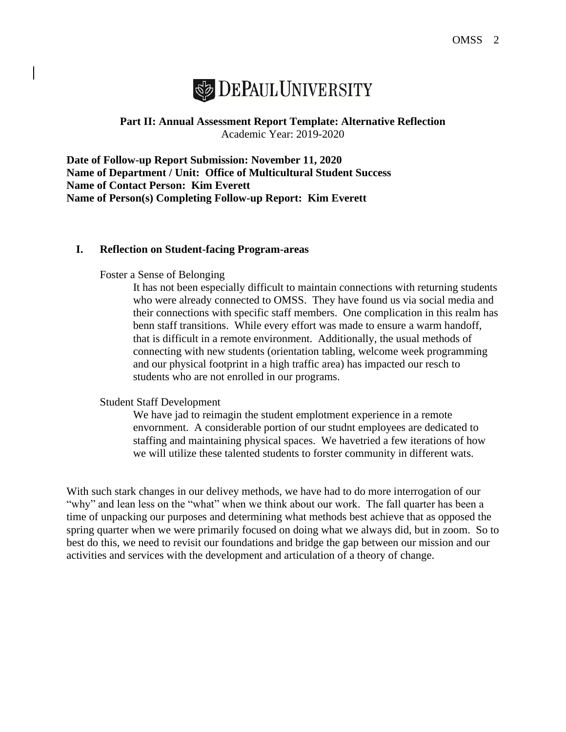**DePaul University**

**Part II: Annual Assessment Report Template: Alternative Reflection**
Academic Year: 2019-2020

**Date of Follow-up Report Submission: November 11, 2020**
**Name of Department / Unit: Office of Multicultural Student Success**
**Name of Contact Person: Kim Everett**
**Name of Person(s) Completing Follow-up Report: Kim Everett**

## I. Reflection on Student-facing Program-areas

Foster a Sense of Belonging

It has not been especially difficult to maintain connections with returning students who were already connected to OMSS. They have found us via social media and their connections with specific staff members. One complication in this realm has benn staff transitions. While every effort was made to ensure a warm handoff, that is difficult in a remote environment. Additionally, the usual methods of connecting with new students (orientation tabling, welcome week programming and our physical footprint in a high traffic area) has impacted our resch to students who are not enrolled in our programs.

Student Staff Development

We have jad to reimagin the student emplotment experience in a remote envornment. A considerable portion of our studnt employees are dedicated to staffing and maintaining physical spaces. We havetried a few iterations of how we will utilize these talented students to forster community in different wats.

With such stark changes in our delivey methods, we have had to do more interrogation of our "why" and lean less on the "what" when we think about our work. The fall quarter has been a time of unpacking our purposes and determining what methods best achieve that as opposed the spring quarter when we were primarily focused on doing what we always did, but in zoom. So to best do this, we need to revisit our foundations and bridge the gap between our mission and our activities and services with the development and articulation of a theory of change.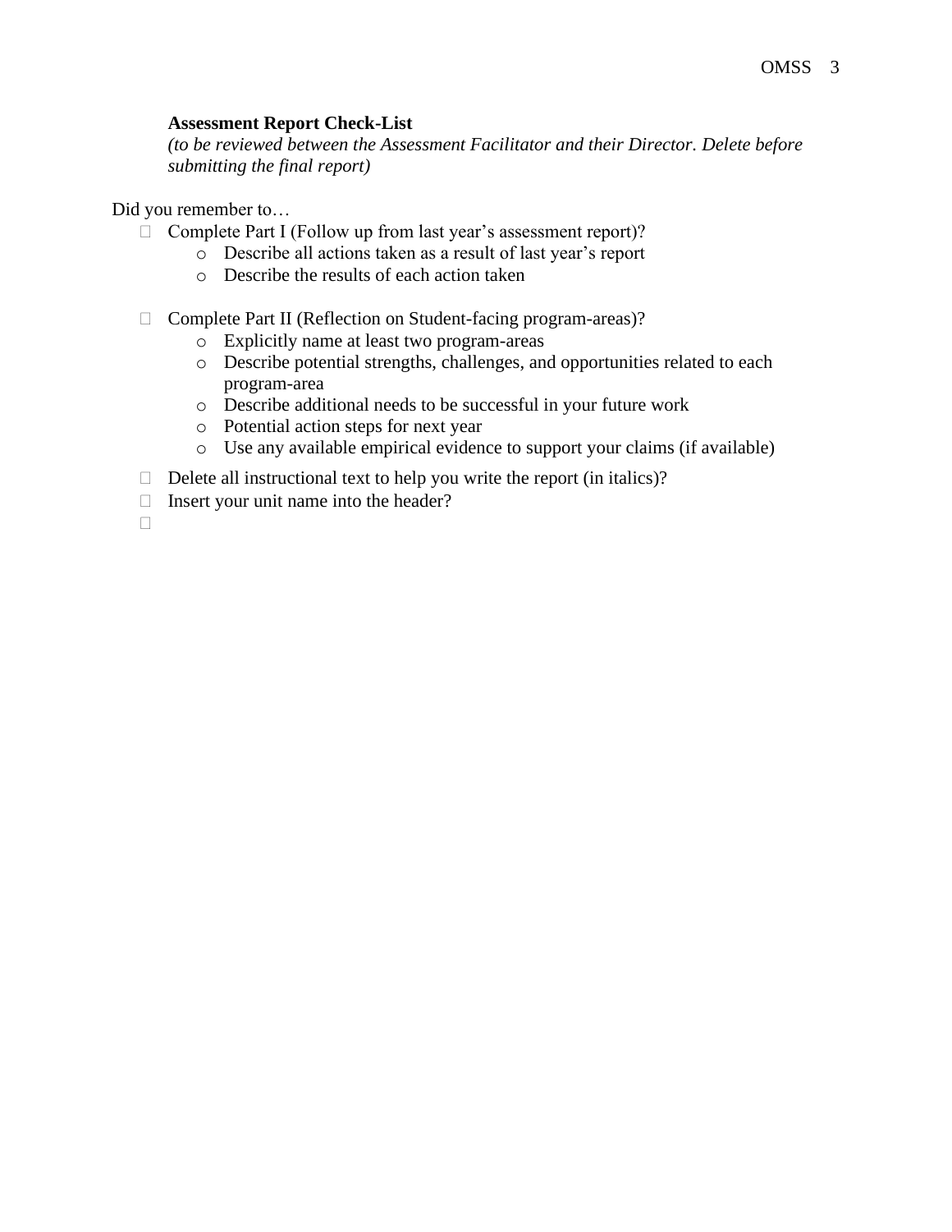**Assessment Report Check-List**

*(to be reviewed between the Assessment Facilitator and their Director. Delete before submitting the final report)*

Did you remember to…

- Complete Part I (Follow up from last year's assessment report)?
  - Describe all actions taken as a result of last year's report
  - Describe the results of each action taken

- Complete Part II (Reflection on Student-facing program-areas)?
  - Explicitly name at least two program-areas
  - Describe potential strengths, challenges, and opportunities related to each program-area
  - Describe additional needs to be successful in your future work
  - Potential action steps for next year
  - Use any available empirical evidence to support your claims (if available)

- Delete all instructional text to help you write the report (in italics)?
- Insert your unit name into the header?